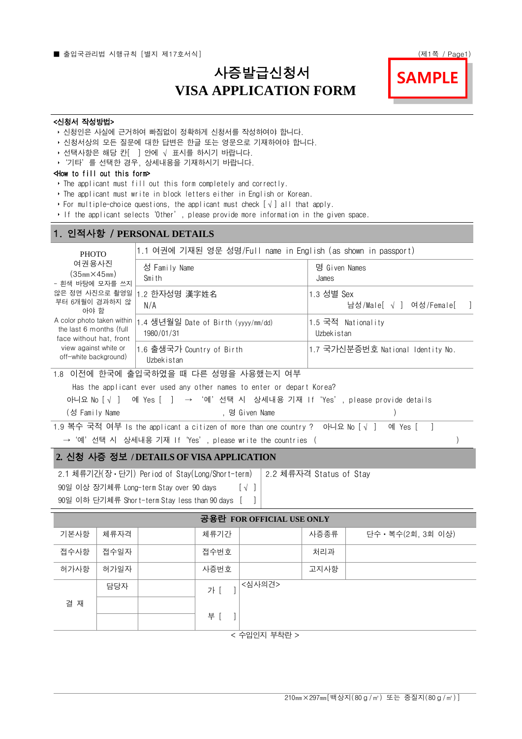■ 출입국관리법 시행규칙 [별지 제17호서식]

SAMPLE

# 사증발급신청서
# VISA APPLICATION FORM

**<신청서 작성방법>**

- 신청인은 사실에 근거하여 빠짐없이 정확하게 신청서를 작성하여야 합니다.
- 신청서상의 모든 질문에 대한 답변은 한글 또는 영문으로 기재하여야 합니다.
- 선택사항은 해당 칸[ ] 안에 √ 표시를 하시기 바랍니다.
- '기타' 를 선택한 경우, 상세내용을 기재하시기 바랍니다.

**<How to fill out this form>**

- The applicant must fill out this form completely and correctly.
- The applicant must write in block letters either in English or Korean.
- For multiple-choice questions, the applicant must check [√] all that apply.
- If the applicant selects 'Other', please provide more information in the given space.

## 1. 인적사항 / PERSONAL DETAILS

| PHOTO 여권용사진 (35㎜×45㎜) - 흰색 바탕에 모자를 쓰지 않은 정면 사진으로 촬영일부터 6개월이 경과하지 않아야 함 A color photo taken within the last 6 months (full face without hat, front view against white or off-white background) | 1.1 여권에 기재된 영문 성명/Full name in English (as shown in passport) | |
|---|---|---|
| | 성 Family Name Smith | 명 Given Names James |
| | 1.2 한자성명 漢字姓名 N/A | 1.3 성별 Sex 남성/Male[ √ ] 여성/Female[ ] |
| | 1.4 생년월일 Date of Birth (yyyy/mm/dd) 1980/01/31 | 1.5 국적 Nationality Uzbekistan |
| | 1.6 출생국가 Country of Birth Uzbekistan | 1.7 국가신분증번호 National Identity No. |

1.8 이전에 한국에 출입국하였을 때 다른 성명을 사용했는지 여부
Has the applicant ever used any other names to enter or depart Korea?
아니요 No [√] 예 Yes [ ] → '예' 선택 시 상세내용 기재 If 'Yes', please provide details
(성 Family Name , 명 Given Name )

1.9 복수 국적 여부 Is the applicant a citizen of more than one country ? 아니요 No [√] 예 Yes [ ]
→ '예' 선택 시 상세내용 기재 If 'Yes', please write the countries ( )

## 2. 신청 사증 정보 / DETAILS OF VISA APPLICATION

| 2.1 체류기간(장·단기) Period of Stay(Long/Short-term) | 2.2 체류자격 Status of Stay |
|---|---|
| 90일 이상 장기체류 Long-term Stay over 90 days [√] | |
| 90일 이하 단기체류 Short-term Stay less than 90 days [ ] | |

**공용란 FOR OFFICIAL USE ONLY**

| 기본사항 | 체류자격 | | 체류기간 | | 사증종류 | 단수·복수(2회, 3회 이상) |
|---|---|---|---|---|---|---|
| 접수사항 | 접수일자 | | 접수번호 | | 처리과 | |
| 허가사항 | 허가일자 | | 사증번호 | | 고지사항 | |
| 결 재 | 담당자 | | 가 [ ] | <심사의견> | | |
| | | | 부 [ ] | | | |
| | | | | | | |

< 수입인지 부착란 >

210㎜×297㎜[백상지(80ｇ/㎡) 또는 중질지(80ｇ/㎡)]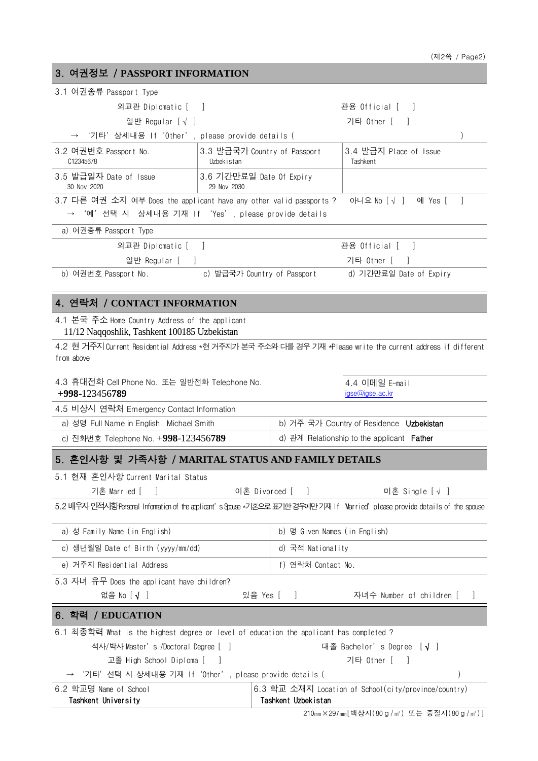## 3. 여권정보 / PASSPORT INFORMATION

3.1 여권종류 Passport Type

외교관 Diplomatic [ ]　　　　관용 Official [ ]

일반 Regular [ √ ]　　　　기타 Other [ ]

→ '기타' 상세내용 If 'Other', please provide details ( )

| 3.2 여권번호 Passport No. | 3.3 발급국가 Country of Passport | 3.4 발급지 Place of Issue |
|---|---|---|
| C12345678 | Uzbekistan | Tashkent |
| 3.5 발급일자 Date of Issue | 3.6 기간만료일 Date Of Expiry | |
| 30 Nov 2020 | 29 Nov 2030 | |

3.7 다른 여권 소지 여부 Does the applicant have any other valid passports ?　아니오 No [ √ ]　예 Yes [ ]

→ '예' 선택 시 상세내용 기재 If 'Yes', please provide details

a) 여권종류 Passport Type

외교관 Diplomatic [ ]　　　　관용 Official [ ]

일반 Regular [ ]　　　　기타 Other [ ]

| b) 여권번호 Passport No. | c) 발급국가 Country of Passport | d) 기간만료일 Date of Expiry |
|---|---|---|

## 4. 연락처 / CONTACT INFORMATION

4.1 본국 주소 Home Country Address of the applicant
11/12 Naqqoshlik, Tashkent 100185 Uzbekistan

4.2 현 거주지 Current Residential Address *현 거주지가 본국 주소와 다를 경우 기재 *Please write the current address if different from above

| 4.3 휴대전화 Cell Phone No. 또는 일반전화 Telephone No. | 4.4 이메일 E-mail |
|---|---|
| +998-123456789 | igse@igse.ac.kr |

4.5 비상시 연락처 Emergency Contact Information

| a) 성명 Full Name in English　Michael Smith | b) 거주 국가 Country of Residence　Uzbekistan |
|---|---|
| c) 전화번호 Telephone No. +998-123456789 | d) 관계 Relationship to the applicant　Father |

## 5. 혼인사항 및 가족사항 / MARITAL STATUS AND FAMILY DETAILS

5.1 현재 혼인사항 Current Marital Status

기혼 Married [ ]　　이혼 Divorced [ ]　　미혼 Single [ √ ]

5.2 배우자 인적사항 Personal Information of the applicant's Spouse *기혼으로 표기한 경우에만 기재 If 'Married' please provide details of the spouse

| a) 성 Family Name (in English) | b) 명 Given Names (in English) |
|---|---|
| c) 생년월일 Date of Birth (yyyy/mm/dd) | d) 국적 Nationality |
| e) 거주지 Residential Address | f) 연락처 Contact No. |

5.3 자녀 유무 Does the applicant have children?

없음 No [ √ ]　　있음 Yes [ ]　　자녀수 Number of children [ ]

## 6. 학력 / EDUCATION

6.1 최종학력 What is the highest degree or level of education the applicant has completed ?

석사/박사 Master's /Doctoral Degree [ ]　　　　대졸 Bachelor's Degree [ √ ]

고졸 High School Diploma [ ]　　　　기타 Other [ ]

→ '기타' 선택 시 상세내용 기재 If 'Other', please provide details ( )

| 6.2 학교명 Name of School | 6.3 학교 소재지 Location of School(city/province/country) |
|---|---|
| Tashkent University | Tashkent Uzbekistan |

210㎜×297㎜[백상지(80g/㎡) 또는 중질지(80g/㎡)]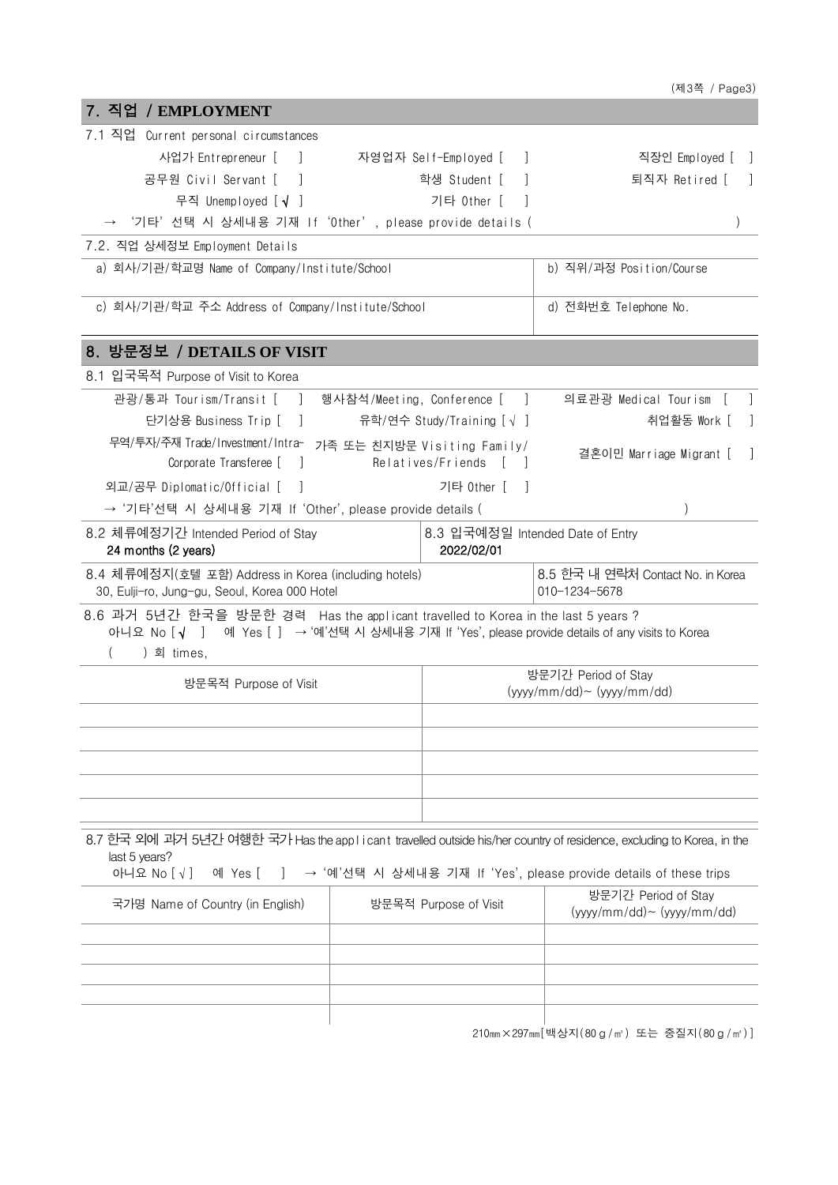## 7. 직업 / EMPLOYMENT

7.1 직업 Current personal circumstances

| | | |
|---|---|---|
| 사업가 Entrepreneur [ ] | 자영업자 Self-Employed [ ] | 직장인 Employed [ ] |
| 공무원 Civil Servant [ ] | 학생 Student [ ] | 퇴직자 Retired [ ] |
| 무직 Unemployed [√ ] | 기타 Other [ ] | |

→ '기타' 선택 시 상세내용 기재 If 'Other', please provide details ( )

7.2. 직업 상세정보 Employment Details

| | |
|---|---|
| a) 회사/기관/학교명 Name of Company/Institute/School | b) 직위/과정 Position/Course |
| c) 회사/기관/학교 주소 Address of Company/Institute/School | d) 전화번호 Telephone No. |

## 8. 방문정보 / DETAILS OF VISIT

8.1 입국목적 Purpose of Visit to Korea

| | | |
|---|---|---|
| 관광/통과 Tourism/Transit [ ] | 행사참석/Meeting, Conference [ ] | 의료관광 Medical Tourism [ ] |
| 단기상용 Business Trip [ ] | 유학/연수 Study/Training [√ ] | 취업활동 Work [ ] |
| 무역/투자/주재 Trade/Investment/Intra-Corporate Transferee [ ] | 가족 또는 친지방문 Visiting Family/Relatives/Friends [ ] | 결혼이민 Marriage Migrant [ ] |
| 외교/공무 Diplomatic/Official [ ] | 기타 Other [ ] | |

→ '기타'선택 시 상세내용 기재 If 'Other', please provide details ( )

| 8.2 체류예정기간 Intended Period of Stay | 8.3 입국예정일 Intended Date of Entry |
|---|---|
| 24 months (2 years) | 2022/02/01 |

| 8.4 체류예정지(호텔 포함) Address in Korea (including hotels) | 8.5 한국 내 연락처 Contact No. in Korea |
|---|---|
| 30, Eulji-ro, Jung-gu, Seoul, Korea 000 Hotel | 010-1234-5678 |

8.6 과거 5년간 한국을 방문한 경력 Has the applicant travelled to Korea in the last 5 years ?
아니요 No [√ ] 예 Yes [ ] → '예'선택 시 상세내용 기재 If 'Yes', please provide details of any visits to Korea
( ) 회 times,

| 방문목적 Purpose of Visit | 방문기간 Period of Stay (yyyy/mm/dd)~ (yyyy/mm/dd) |
|---|---|
| | |
| | |
| | |
| | |
| | |

8.7 한국 외에 과거 5년간 여행한 국가 Has the applicant travelled outside his/her country of residence, excluding to Korea, in the last 5 years?
아니요 No [√] 예 Yes [ ] → '예'선택 시 상세내용 기재 If 'Yes', please provide details of these trips

| 국가명 Name of Country (in English) | 방문목적 Purpose of Visit | 방문기간 Period of Stay (yyyy/mm/dd)~ (yyyy/mm/dd) |
|---|---|---|
| | | |
| | | |
| | | |
| | | |
| | | |

210mm×297mm[백상지(80g/㎡) 또는 중질지(80g/㎡)]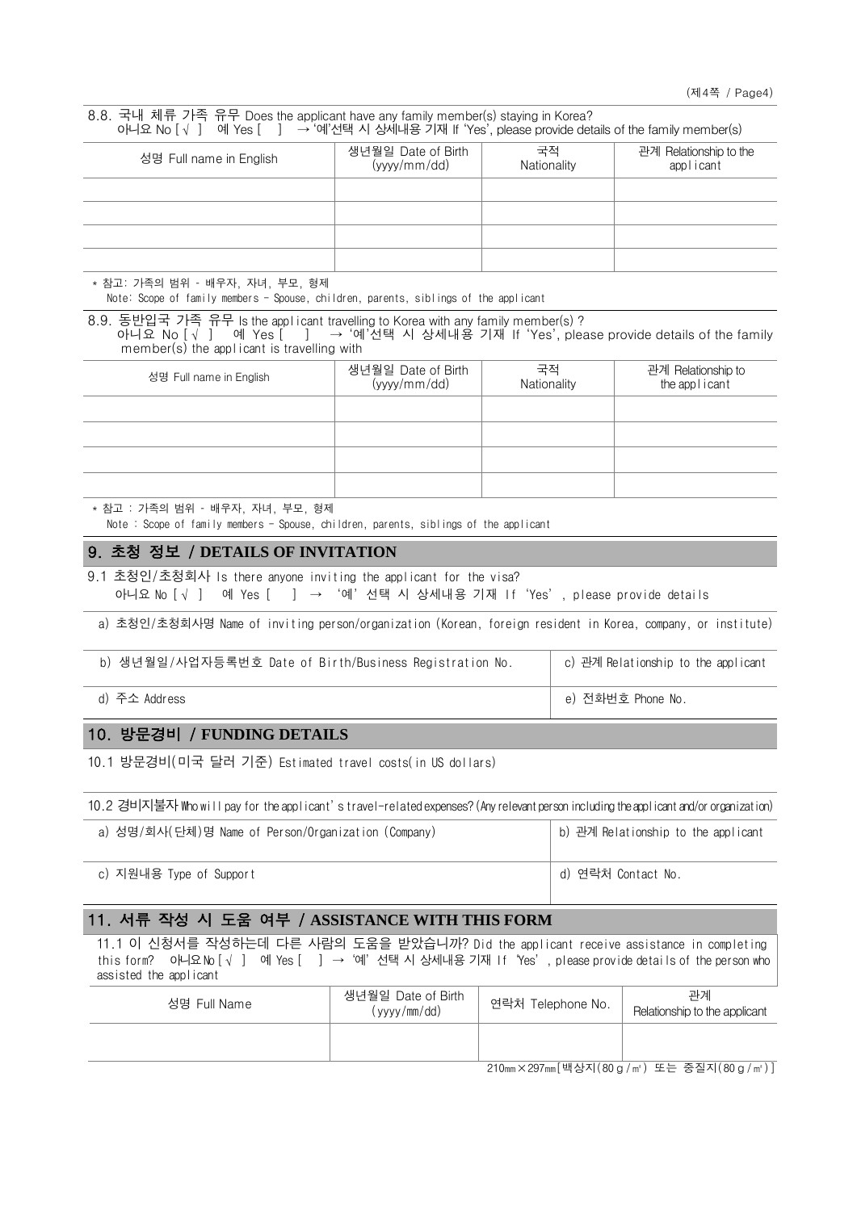8.8. 국내 체류 가족 유무 Does the applicant have any family member(s) staying in Korea?
아니요 No [√ ]   예 Yes [   ]  → '예'선택 시 상세내용 기재 If 'Yes', please provide details of the family member(s)

| 성명 Full name in English | 생년월일 Date of Birth (yyyy/mm/dd) | 국적 Nationality | 관계 Relationship to the applicant |
|---|---|---|---|
| | | | |
| | | | |
| | | | |
| | | | |

* 참고: 가족의 범위 - 배우자, 자녀, 부모, 형제
Note: Scope of family members - Spouse, children, parents, siblings of the applicant

8.9. 동반입국 가족 유무 Is the applicant travelling to Korea with any family member(s) ?
아니요 No [√ ]   예 Yes [   ]  → '예'선택 시 상세내용 기재 If 'Yes', please provide details of the family member(s) the applicant is travelling with

| 성명 Full name in English | 생년월일 Date of Birth (yyyy/mm/dd) | 국적 Nationality | 관계 Relationship to the applicant |
|---|---|---|---|
| | | | |
| | | | |
| | | | |
| | | | |

* 참고 : 가족의 범위 - 배우자, 자녀, 부모, 형제
Note : Scope of family members - Spouse, children, parents, siblings of the applicant

## 9. 초청 정보 / DETAILS OF INVITATION

9.1 초청인/초청회사 Is there anyone inviting the applicant for the visa?
아니요 No [√ ]   예 Yes [   ]  →  '예' 선택 시 상세내용 기재 If 'Yes', please provide details

a) 초청인/초청회사명 Name of inviting person/organization (Korean, foreign resident in Korea, company, or institute)

| b) 생년월일/사업자등록번호 Date of Birth/Business Registration No. | c) 관계 Relationship to the applicant |
|---|---|
| d) 주소 Address | e) 전화번호 Phone No. |

## 10. 방문경비 / FUNDING DETAILS

10.1 방문경비(미국 달러 기준) Estimated travel costs(in US dollars)

10.2 경비지불자 Who will pay for the applicant's travel-related expenses? (Any relevant person including the applicant and/or organization)

| a) 성명/회사(단체)명 Name of Person/Organization (Company) | b) 관계 Relationship to the applicant |
|---|---|
| c) 지원내용 Type of Support | d) 연락처 Contact No. |

## 11. 서류 작성 시 도움 여부 / ASSISTANCE WITH THIS FORM

11.1 이 신청서를 작성하는데 다른 사람의 도움을 받았습니까? Did the applicant receive assistance in completing this form?  아니요 No [√ ]  예 Yes [   ] → '예' 선택 시 상세내용 기재 If 'Yes', please provide details of the person who assisted the applicant

| 성명 Full Name | 생년월일 Date of Birth (yyyy/mm/dd) | 연락처 Telephone No. | 관계 Relationship to the applicant |
|---|---|---|---|
| | | | |

210㎜×297㎜[백상지(80g/㎡) 또는 중질지(80g/㎡)]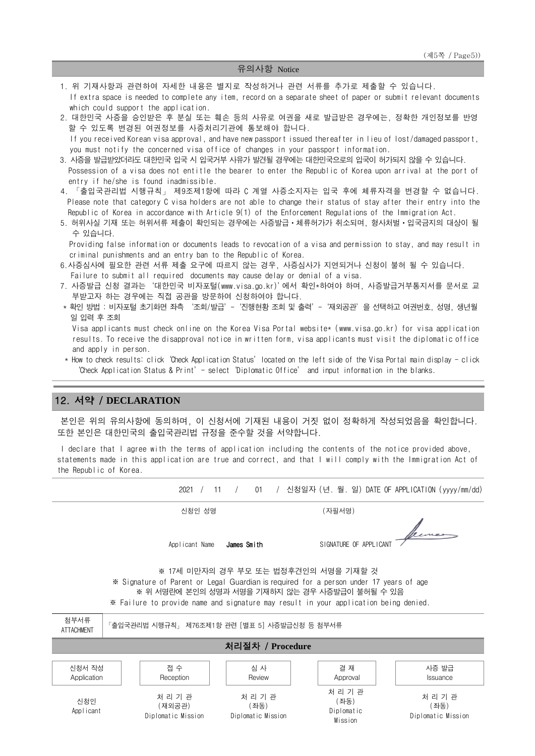## 유의사항 Notice

1. 위 기재사항과 관련하여 자세한 내용은 별지로 작성하거나 관련 서류를 추가로 제출할 수 있습니다.
   If extra space is needed to complete any item, record on a separate sheet of paper or submit relevant documents which could support the application.
2. 대한민국 사증을 승인받은 후 분실 또는 훼손 등의 사유로 여권을 새로 발급받은 경우에는, 정확한 개인정보를 반영할 수 있도록 변경된 여권정보를 사증처리기관에 통보해야 합니다.
   If you received Korean visa approval, and have new passport issued thereafter in lieu of lost/damaged passport, you must notify the concerned visa office of changes in your passport information.
3. 사증을 발급받았더라도 대한민국 입국 시 입국거부 사유가 발견될 경우에는 대한민국으로의 입국이 허가되지 않을 수 있습니다.
   Possession of a visa does not entitle the bearer to enter the Republic of Korea upon arrival at the port of entry if he/she is found inadmissible.
4. 「출입국관리법 시행규칙」 제9조제1항에 따라 C 계열 사증소지자는 입국 후에 체류자격을 변경할 수 없습니다.
   Please note that category C visa holders are not able to change their status of stay after their entry into the Republic of Korea in accordance with Article 9(1) of the Enforcement Regulations of the Immigration Act.
5. 허위사실 기재 또는 허위서류 제출이 확인되는 경우에는 사증발급·체류허가가 취소되며, 형사처벌·입국금지의 대상이 될 수 있습니다.
   Providing false information or documents leads to revocation of a visa and permission to stay, and may result in criminal punishments and an entry ban to the Republic of Korea.
6. 사증심사에 필요한 관련 서류 제출 요구에 따르지 않는 경우, 사증심사가 지연되거나 신청이 불허 될 수 있습니다.
   Failure to submit all required documents may cause delay or denial of a visa.
7. 사증발급 신청 결과는 '대한민국 비자포털(www.visa.go.kr)'에서 확인*하여야 하며, 사증발급거부통지서를 문서로 교부받고자 하는 경우에는 직접 공관을 방문하여 신청하여야 합니다.

   * 확인 방법 : 비자포털 초기화면 좌측 '조회/발급' - '진행현황 조회 및 출력' - '재외공관'을 선택하고 여권번호, 성명, 생년월일 입력 후 조회

   Visa applicants must check online on the Korea Visa Portal website* (www.visa.go.kr) for visa application results. To receive the disapproval notice in written form, visa applicants must visit the diplomatic office and apply in person.

   * How to check results: click 'Check Application Status' located on the left side of the Visa Portal main display - click 'Check Application Status & Print' - select 'Diplomatic Office' and input information in the blanks.

## 12. 서약 / DECLARATION

본인은 위의 유의사항에 동의하며, 이 신청서에 기재된 내용이 거짓 없이 정확하게 작성되었음을 확인합니다. 또한 본인은 대한민국의 출입국관리법 규정을 준수할 것을 서약합니다.

I declare that I agree with the terms of application including the contents of the notice provided above, statements made in this application are true and correct, and that I will comply with the Immigration Act of the Republic of Korea.

2021 / 11 / 01 / 신청일자 (년. 월. 일) DATE OF APPLICATION (yyyy/mm/dd)

신청인 성명 Applicant Name **James Smith**　　　(자필서명) SIGNATURE OF APPLICANT [signature]

※ 17세 미만자의 경우 부모 또는 법정후견인의 서명을 기재할 것
※ Signature of Parent or Legal Guardian is required for a person under 17 years of age
※ 위 서명란에 본인의 성명과 서명을 기재하지 않는 경우 사증발급이 불허될 수 있음
※ Failure to provide name and signature may result in your application being denied.

| 첨부서류 ATTACHMENT | 「출입국관리법 시행규칙」 제76조제1항 관련 [별표 5] 사증발급신청 등 첨부서류 |
|---|---|

### 처리절차 / Procedure

| 신청서 작성 Application | 접 수 Reception | 심 사 Review | 결 재 Approval | 사증 발급 Issuance |
|---|---|---|---|---|
| 신청인 Applicant | 처 리 기 관 (재외공관) Diplomatic Mission | 처 리 기 관 (좌동) Diplomatic Mission | 처 리 기 관 (좌동) Diplomatic Mission | 처 리 기 관 (좌동) Diplomatic Mission |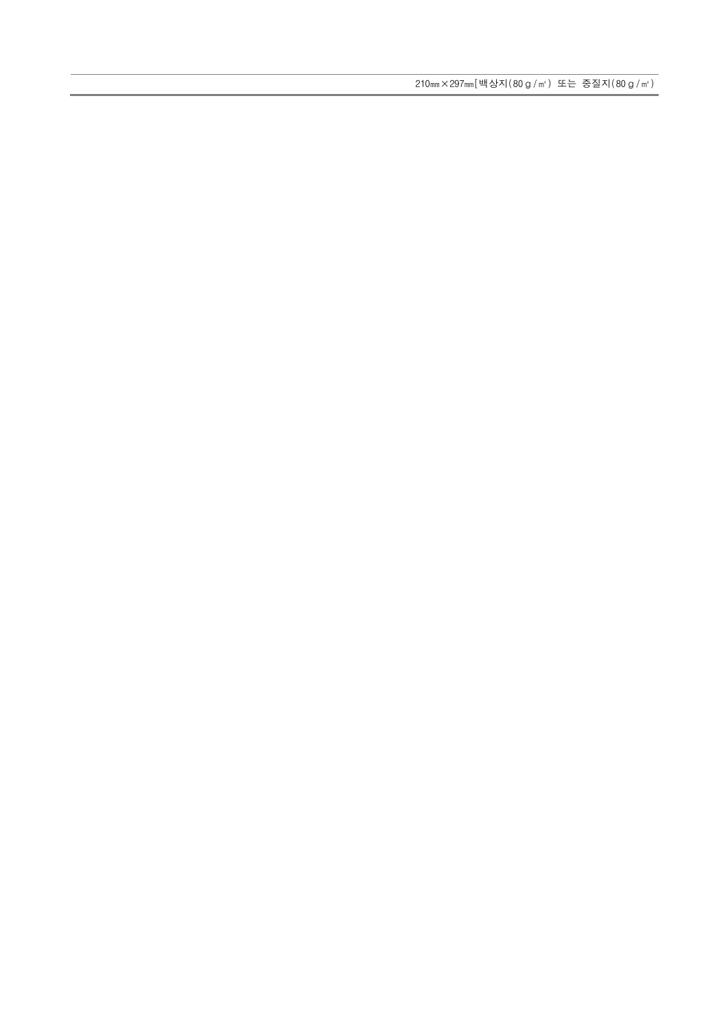210㎜×297㎜[백상지(80g/㎡) 또는 중질지(80g/㎡)]